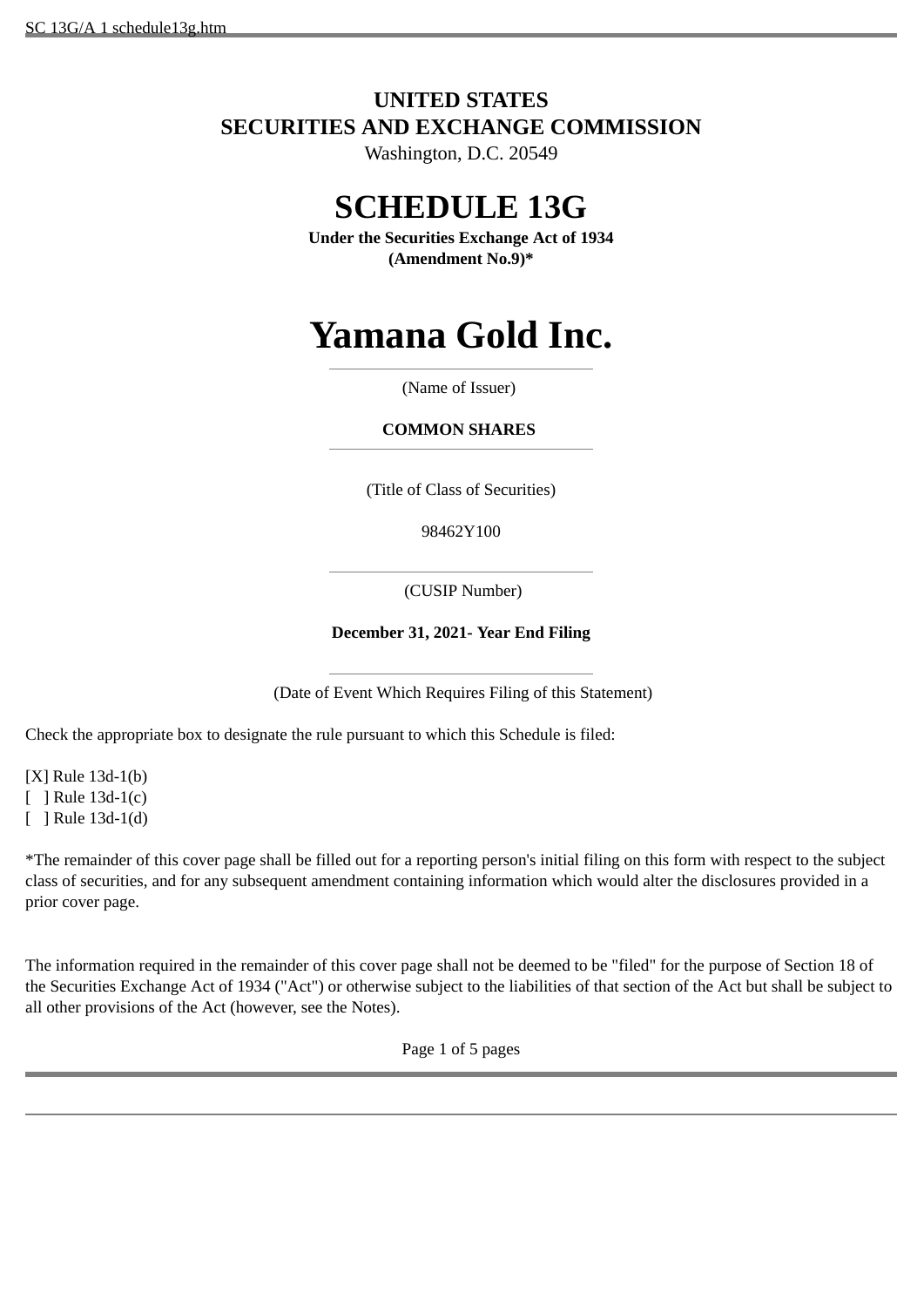# UNITED STATES
# SECURITIES AND EXCHANGE COMMISSION

Washington, D.C. 20549

# SCHEDULE 13G

**Under the Securities Exchange Act of 1934**
**(Amendment No.9)***

# Yamana Gold Inc.

(Name of Issuer)

**COMMON SHARES**

(Title of Class of Securities)

98462Y100

(CUSIP Number)

**December 31, 2021- Year End Filing**

(Date of Event Which Requires Filing of this Statement)

Check the appropriate box to designate the rule pursuant to which this Schedule is filed:

[X] Rule 13d-1(b)
[ ] Rule 13d-1(c)
[ ] Rule 13d-1(d)

*The remainder of this cover page shall be filled out for a reporting person's initial filing on this form with respect to the subject class of securities, and for any subsequent amendment containing information which would alter the disclosures provided in a prior cover page.

The information required in the remainder of this cover page shall not be deemed to be "filed" for the purpose of Section 18 of the Securities Exchange Act of 1934 ("Act") or otherwise subject to the liabilities of that section of the Act but shall be subject to all other provisions of the Act (however, see the Notes).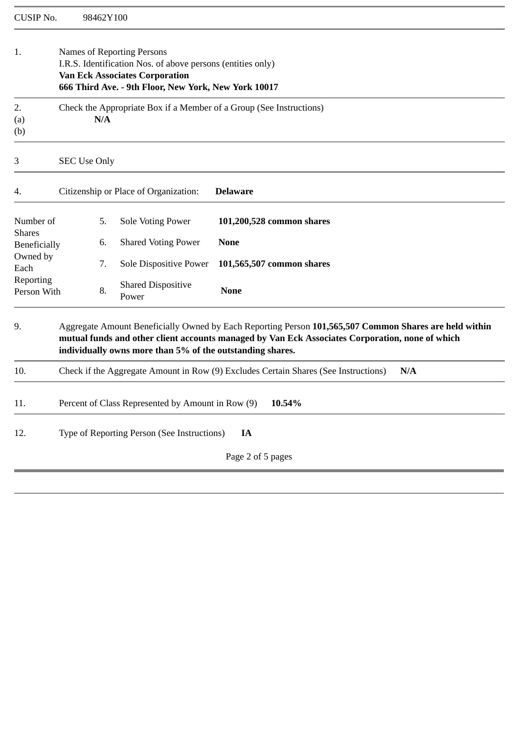CUSIP No. 98462Y100

| | | | |
|---|---|---|---|
| 1. | Names of Reporting Persons<br>I.R.S. Identification Nos. of above persons (entities only)<br>**Van Eck Associates Corporation**<br>**666 Third Ave. - 9th Floor, New York, New York 10017** | | |
| 2.<br>(a)<br>(b) | Check the Appropriate Box if a Member of a Group (See Instructions)<br>**N/A** | | |
| 3 | SEC Use Only | | |
| 4. | Citizenship or Place of Organization: **Delaware** | | |
| Number of Shares Beneficially Owned by Each Reporting Person With | 5. | Sole Voting Power | **101,200,528 common shares** |
| | 6. | Shared Voting Power | **None** |
| | 7. | Sole Dispositive Power | **101,565,507 common shares** |
| | 8. | Shared Dispositive Power | **None** |
| 9. | Aggregate Amount Beneficially Owned by Each Reporting Person **101,565,507 Common Shares are held within mutual funds and other client accounts managed by Van Eck Associates Corporation, none of which individually owns more than 5% of the outstanding shares.** | | |
| 10. | Check if the Aggregate Amount in Row (9) Excludes Certain Shares (See Instructions) **N/A** | | |
| 11. | Percent of Class Represented by Amount in Row (9) **10.54%** | | |
| 12. | Type of Reporting Person (See Instructions) **IA** | | |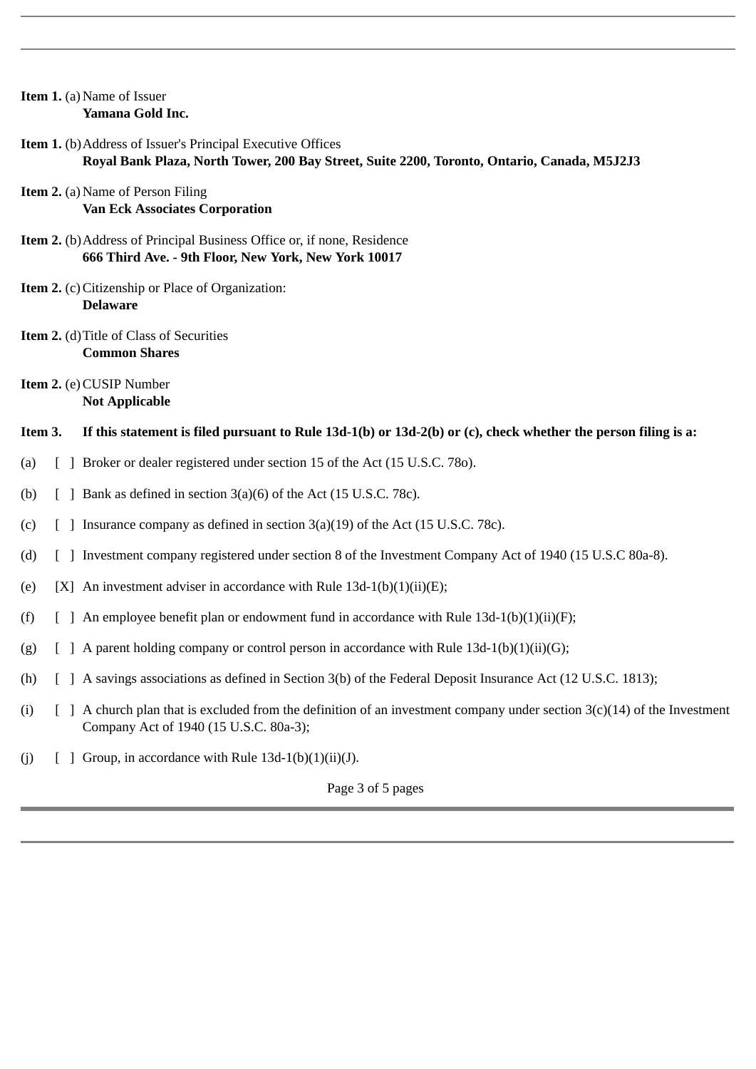**Item 1.** (a) Name of Issuer
**Yamana Gold Inc.**

**Item 1.** (b) Address of Issuer's Principal Executive Offices
**Royal Bank Plaza, North Tower, 200 Bay Street, Suite 2200, Toronto, Ontario, Canada, M5J2J3**

**Item 2.** (a) Name of Person Filing
**Van Eck Associates Corporation**

**Item 2.** (b) Address of Principal Business Office or, if none, Residence
**666 Third Ave. - 9th Floor, New York, New York 10017**

**Item 2.** (c) Citizenship or Place of Organization:
**Delaware**

**Item 2.** (d) Title of Class of Securities
**Common Shares**

**Item 2.** (e) CUSIP Number
**Not Applicable**

**Item 3. If this statement is filed pursuant to Rule 13d-1(b) or 13d-2(b) or (c), check whether the person filing is a:**

(a) [ ] Broker or dealer registered under section 15 of the Act (15 U.S.C. 78o).

(b) [ ] Bank as defined in section 3(a)(6) of the Act (15 U.S.C. 78c).

(c) [ ] Insurance company as defined in section 3(a)(19) of the Act (15 U.S.C. 78c).

(d) [ ] Investment company registered under section 8 of the Investment Company Act of 1940 (15 U.S.C 80a-8).

(e) [X] An investment adviser in accordance with Rule 13d-1(b)(1)(ii)(E);

(f) [ ] An employee benefit plan or endowment fund in accordance with Rule 13d-1(b)(1)(ii)(F);

(g) [ ] A parent holding company or control person in accordance with Rule 13d-1(b)(1)(ii)(G);

(h) [ ] A savings associations as defined in Section 3(b) of the Federal Deposit Insurance Act (12 U.S.C. 1813);

(i) [ ] A church plan that is excluded from the definition of an investment company under section 3(c)(14) of the Investment Company Act of 1940 (15 U.S.C. 80a-3);

(j) [ ] Group, in accordance with Rule 13d-1(b)(1)(ii)(J).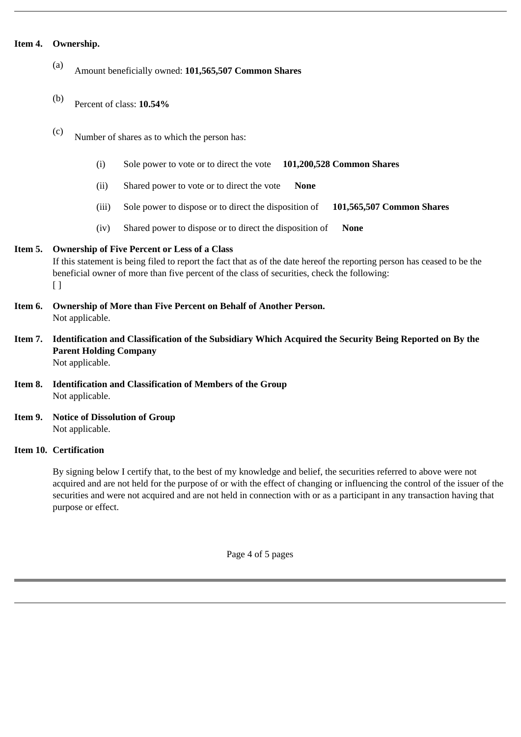**Item 4. Ownership.**

(a) Amount beneficially owned: **101,565,507 Common Shares**

(b) Percent of class: **10.54%**

(c) Number of shares as to which the person has:

(i) Sole power to vote or to direct the vote **101,200,528 Common Shares**

(ii) Shared power to vote or to direct the vote **None**

(iii) Sole power to dispose or to direct the disposition of **101,565,507 Common Shares**

(iv) Shared power to dispose or to direct the disposition of **None**

**Item 5. Ownership of Five Percent or Less of a Class**

If this statement is being filed to report the fact that as of the date hereof the reporting person has ceased to be the beneficial owner of more than five percent of the class of securities, check the following:
[ ]

**Item 6. Ownership of More than Five Percent on Behalf of Another Person.**

Not applicable.

**Item 7. Identification and Classification of the Subsidiary Which Acquired the Security Being Reported on By the Parent Holding Company**

Not applicable.

**Item 8. Identification and Classification of Members of the Group**

Not applicable.

**Item 9. Notice of Dissolution of Group**

Not applicable.

**Item 10. Certification**

By signing below I certify that, to the best of my knowledge and belief, the securities referred to above were not acquired and are not held for the purpose of or with the effect of changing or influencing the control of the issuer of the securities and were not acquired and are not held in connection with or as a participant in any transaction having that purpose or effect.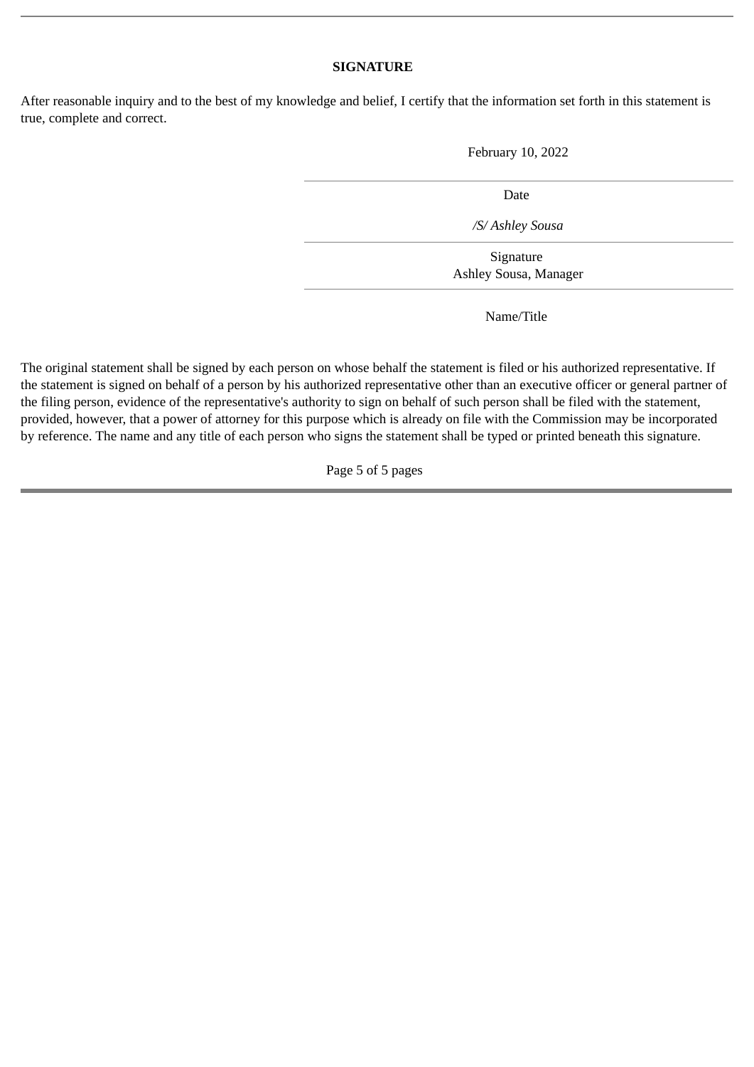**SIGNATURE**

After reasonable inquiry and to the best of my knowledge and belief, I certify that the information set forth in this statement is true, complete and correct.

February 10, 2022

Date

*/S/ Ashley Sousa*

Signature

Ashley Sousa, Manager

Name/Title

The original statement shall be signed by each person on whose behalf the statement is filed or his authorized representative. If the statement is signed on behalf of a person by his authorized representative other than an executive officer or general partner of the filing person, evidence of the representative's authority to sign on behalf of such person shall be filed with the statement, provided, however, that a power of attorney for this purpose which is already on file with the Commission may be incorporated by reference. The name and any title of each person who signs the statement shall be typed or printed beneath this signature.